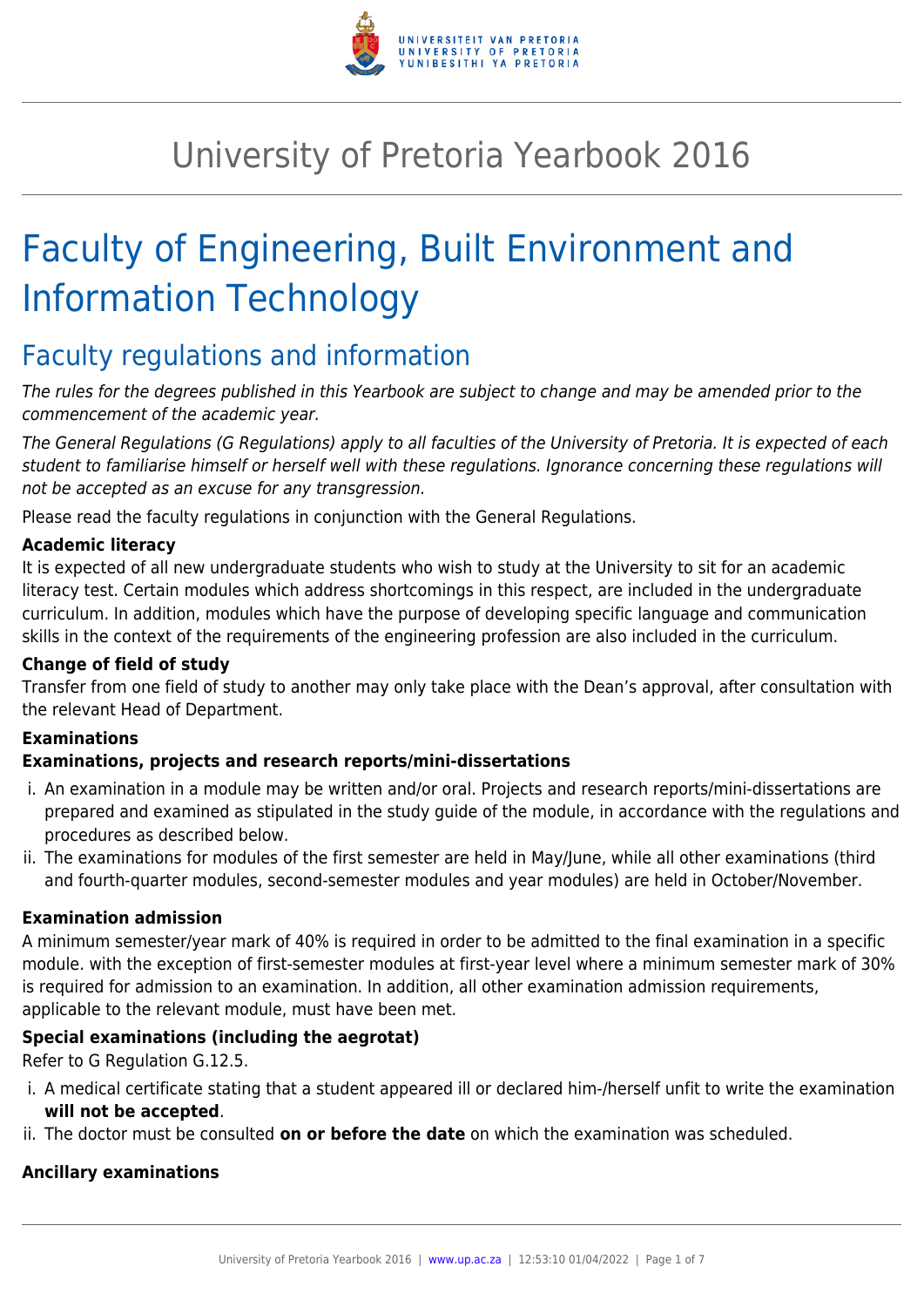# University of Pretoria Yearbook 2016

# Faculty of Engineering, Built Environment and Information Technology

## Faculty regulations and information

*The rules for the degrees published in this Yearbook are subject to change and may be amended prior to the commencement of the academic year.*

*The General Regulations (G Regulations) apply to all faculties of the University of Pretoria. It is expected of each student to familiarise himself or herself well with these regulations. Ignorance concerning these regulations will not be accepted as an excuse for any transgression.*

Please read the faculty regulations in conjunction with the General Regulations.

**Academic literacy**

It is expected of all new undergraduate students who wish to study at the University to sit for an academic literacy test. Certain modules which address shortcomings in this respect, are included in the undergraduate curriculum. In addition, modules which have the purpose of developing specific language and communication skills in the context of the requirements of the engineering profession are also included in the curriculum.

**Change of field of study**

Transfer from one field of study to another may only take place with the Dean's approval, after consultation with the relevant Head of Department.

**Examinations**

**Examinations, projects and research reports/mini-dissertations**

i. An examination in a module may be written and/or oral. Projects and research reports/mini-dissertations are prepared and examined as stipulated in the study guide of the module, in accordance with the regulations and procedures as described below.
ii. The examinations for modules of the first semester are held in May/June, while all other examinations (third and fourth-quarter modules, second-semester modules and year modules) are held in October/November.

**Examination admission**

A minimum semester/year mark of 40% is required in order to be admitted to the final examination in a specific module. with the exception of first-semester modules at first-year level where a minimum semester mark of 30% is required for admission to an examination. In addition, all other examination admission requirements, applicable to the relevant module, must have been met.

**Special examinations (including the aegrotat)**

Refer to G Regulation G.12.5.

i. A medical certificate stating that a student appeared ill or declared him-/herself unfit to write the examination **will not be accepted**.
ii. The doctor must be consulted **on or before the date** on which the examination was scheduled.

**Ancillary examinations**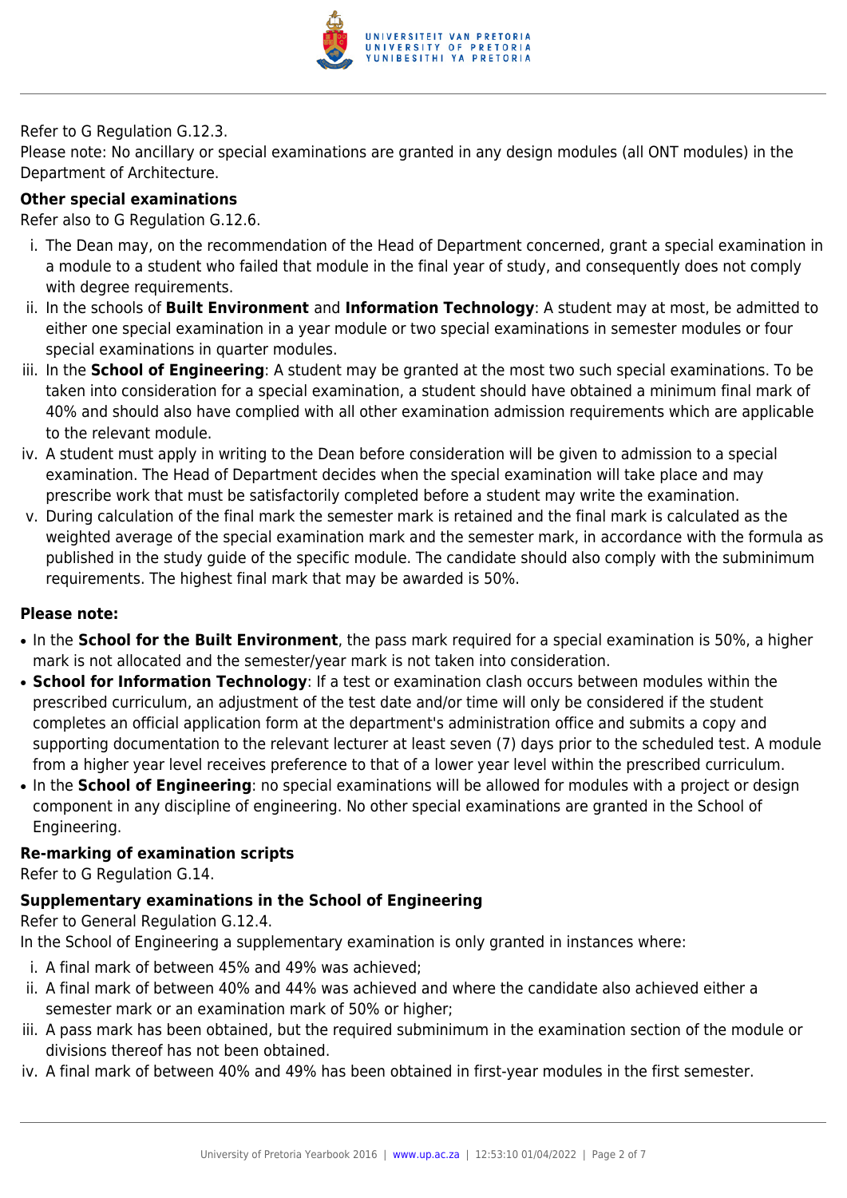Refer to G Regulation G.12.3.
Please note: No ancillary or special examinations are granted in any design modules (all ONT modules) in the Department of Architecture.

**Other special examinations**
Refer also to G Regulation G.12.6.

i. The Dean may, on the recommendation of the Head of Department concerned, grant a special examination in a module to a student who failed that module in the final year of study, and consequently does not comply with degree requirements.
ii. In the schools of **Built Environment** and **Information Technology**: A student may at most, be admitted to either one special examination in a year module or two special examinations in semester modules or four special examinations in quarter modules.
iii. In the **School of Engineering**: A student may be granted at the most two such special examinations. To be taken into consideration for a special examination, a student should have obtained a minimum final mark of 40% and should also have complied with all other examination admission requirements which are applicable to the relevant module.
iv. A student must apply in writing to the Dean before consideration will be given to admission to a special examination. The Head of Department decides when the special examination will take place and may prescribe work that must be satisfactorily completed before a student may write the examination.
v. During calculation of the final mark the semester mark is retained and the final mark is calculated as the weighted average of the special examination mark and the semester mark, in accordance with the formula as published in the study guide of the specific module. The candidate should also comply with the subminimum requirements. The highest final mark that may be awarded is 50%.

**Please note:**

- In the **School for the Built Environment**, the pass mark required for a special examination is 50%, a higher mark is not allocated and the semester/year mark is not taken into consideration.
- **School for Information Technology**: If a test or examination clash occurs between modules within the prescribed curriculum, an adjustment of the test date and/or time will only be considered if the student completes an official application form at the department's administration office and submits a copy and supporting documentation to the relevant lecturer at least seven (7) days prior to the scheduled test. A module from a higher year level receives preference to that of a lower year level within the prescribed curriculum.
- In the **School of Engineering**: no special examinations will be allowed for modules with a project or design component in any discipline of engineering. No other special examinations are granted in the School of Engineering.

**Re-marking of examination scripts**
Refer to G Regulation G.14.

**Supplementary examinations in the School of Engineering**
Refer to General Regulation G.12.4.
In the School of Engineering a supplementary examination is only granted in instances where:

i. A final mark of between 45% and 49% was achieved;
ii. A final mark of between 40% and 44% was achieved and where the candidate also achieved either a semester mark or an examination mark of 50% or higher;
iii. A pass mark has been obtained, but the required subminimum in the examination section of the module or divisions thereof has not been obtained.
iv. A final mark of between 40% and 49% has been obtained in first-year modules in the first semester.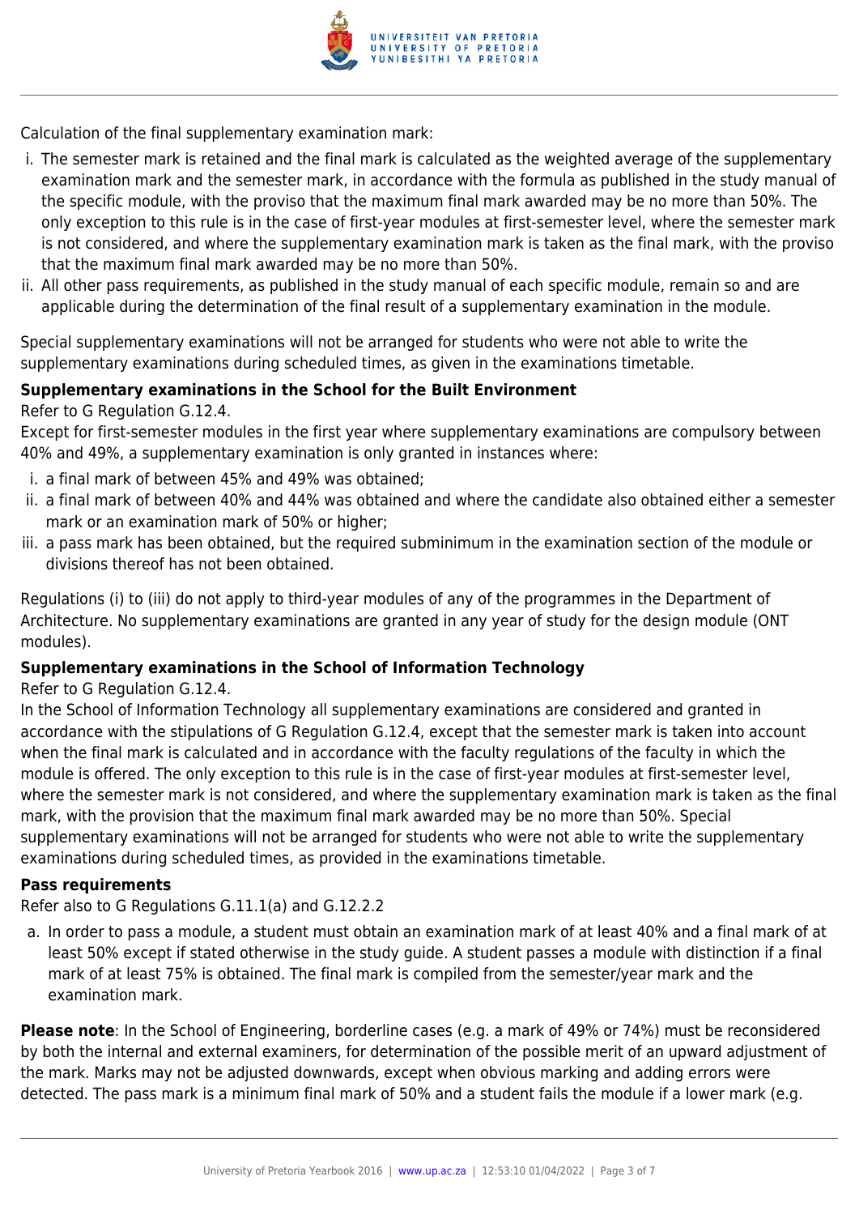Calculation of the final supplementary examination mark:

i. The semester mark is retained and the final mark is calculated as the weighted average of the supplementary examination mark and the semester mark, in accordance with the formula as published in the study manual of the specific module, with the proviso that the maximum final mark awarded may be no more than 50%. The only exception to this rule is in the case of first-year modules at first-semester level, where the semester mark is not considered, and where the supplementary examination mark is taken as the final mark, with the proviso that the maximum final mark awarded may be no more than 50%.
ii. All other pass requirements, as published in the study manual of each specific module, remain so and are applicable during the determination of the final result of a supplementary examination in the module.

Special supplementary examinations will not be arranged for students who were not able to write the supplementary examinations during scheduled times, as given in the examinations timetable.

**Supplementary examinations in the School for the Built Environment**

Refer to G Regulation G.12.4.

Except for first-semester modules in the first year where supplementary examinations are compulsory between 40% and 49%, a supplementary examination is only granted in instances where:

i. a final mark of between 45% and 49% was obtained;
ii. a final mark of between 40% and 44% was obtained and where the candidate also obtained either a semester mark or an examination mark of 50% or higher;
iii. a pass mark has been obtained, but the required subminimum in the examination section of the module or divisions thereof has not been obtained.

Regulations (i) to (iii) do not apply to third-year modules of any of the programmes in the Department of Architecture. No supplementary examinations are granted in any year of study for the design module (ONT modules).

**Supplementary examinations in the School of Information Technology**

Refer to G Regulation G.12.4.

In the School of Information Technology all supplementary examinations are considered and granted in accordance with the stipulations of G Regulation G.12.4, except that the semester mark is taken into account when the final mark is calculated and in accordance with the faculty regulations of the faculty in which the module is offered. The only exception to this rule is in the case of first-year modules at first-semester level, where the semester mark is not considered, and where the supplementary examination mark is taken as the final mark, with the provision that the maximum final mark awarded may be no more than 50%. Special supplementary examinations will not be arranged for students who were not able to write the supplementary examinations during scheduled times, as provided in the examinations timetable.

**Pass requirements**

Refer also to G Regulations G.11.1(a) and G.12.2.2

a. In order to pass a module, a student must obtain an examination mark of at least 40% and a final mark of at least 50% except if stated otherwise in the study guide. A student passes a module with distinction if a final mark of at least 75% is obtained. The final mark is compiled from the semester/year mark and the examination mark.

**Please note**: In the School of Engineering, borderline cases (e.g. a mark of 49% or 74%) must be reconsidered by both the internal and external examiners, for determination of the possible merit of an upward adjustment of the mark. Marks may not be adjusted downwards, except when obvious marking and adding errors were detected. The pass mark is a minimum final mark of 50% and a student fails the module if a lower mark (e.g.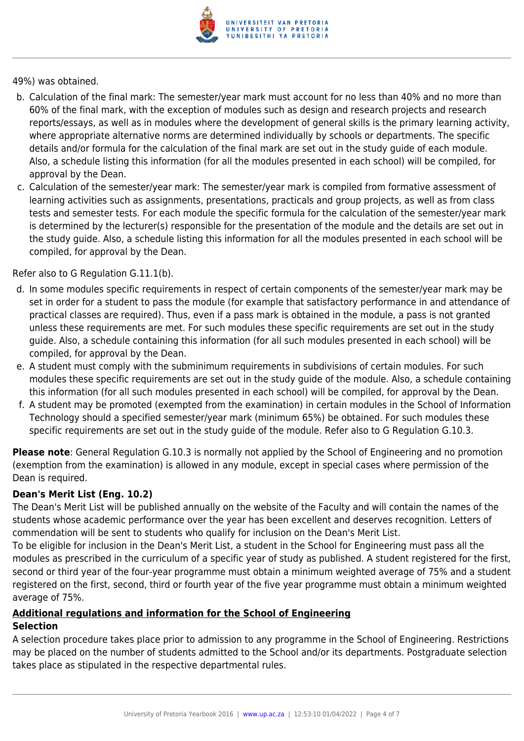49%) was obtained.

b. Calculation of the final mark: The semester/year mark must account for no less than 40% and no more than 60% of the final mark, with the exception of modules such as design and research projects and research reports/essays, as well as in modules where the development of general skills is the primary learning activity, where appropriate alternative norms are determined individually by schools or departments. The specific details and/or formula for the calculation of the final mark are set out in the study guide of each module. Also, a schedule listing this information (for all the modules presented in each school) will be compiled, for approval by the Dean.
c. Calculation of the semester/year mark: The semester/year mark is compiled from formative assessment of learning activities such as assignments, presentations, practicals and group projects, as well as from class tests and semester tests. For each module the specific formula for the calculation of the semester/year mark is determined by the lecturer(s) responsible for the presentation of the module and the details are set out in the study guide. Also, a schedule listing this information for all the modules presented in each school will be compiled, for approval by the Dean.

Refer also to G Regulation G.11.1(b).

d. In some modules specific requirements in respect of certain components of the semester/year mark may be set in order for a student to pass the module (for example that satisfactory performance in and attendance of practical classes are required). Thus, even if a pass mark is obtained in the module, a pass is not granted unless these requirements are met. For such modules these specific requirements are set out in the study guide. Also, a schedule containing this information (for all such modules presented in each school) will be compiled, for approval by the Dean.
e. A student must comply with the subminimum requirements in subdivisions of certain modules. For such modules these specific requirements are set out in the study guide of the module. Also, a schedule containing this information (for all such modules presented in each school) will be compiled, for approval by the Dean.
f. A student may be promoted (exempted from the examination) in certain modules in the School of Information Technology should a specified semester/year mark (minimum 65%) be obtained. For such modules these specific requirements are set out in the study guide of the module. Refer also to G Regulation G.10.3.

**Please note**: General Regulation G.10.3 is normally not applied by the School of Engineering and no promotion (exemption from the examination) is allowed in any module, except in special cases where permission of the Dean is required.

**Dean's Merit List (Eng. 10.2)**

The Dean's Merit List will be published annually on the website of the Faculty and will contain the names of the students whose academic performance over the year has been excellent and deserves recognition. Letters of commendation will be sent to students who qualify for inclusion on the Dean's Merit List.

To be eligible for inclusion in the Dean's Merit List, a student in the School for Engineering must pass all the modules as prescribed in the curriculum of a specific year of study as published. A student registered for the first, second or third year of the four-year programme must obtain a minimum weighted average of 75% and a student registered on the first, second, third or fourth year of the five year programme must obtain a minimum weighted average of 75%.

## Additional regulations and information for the School of Engineering

**Selection**

A selection procedure takes place prior to admission to any programme in the School of Engineering. Restrictions may be placed on the number of students admitted to the School and/or its departments. Postgraduate selection takes place as stipulated in the respective departmental rules.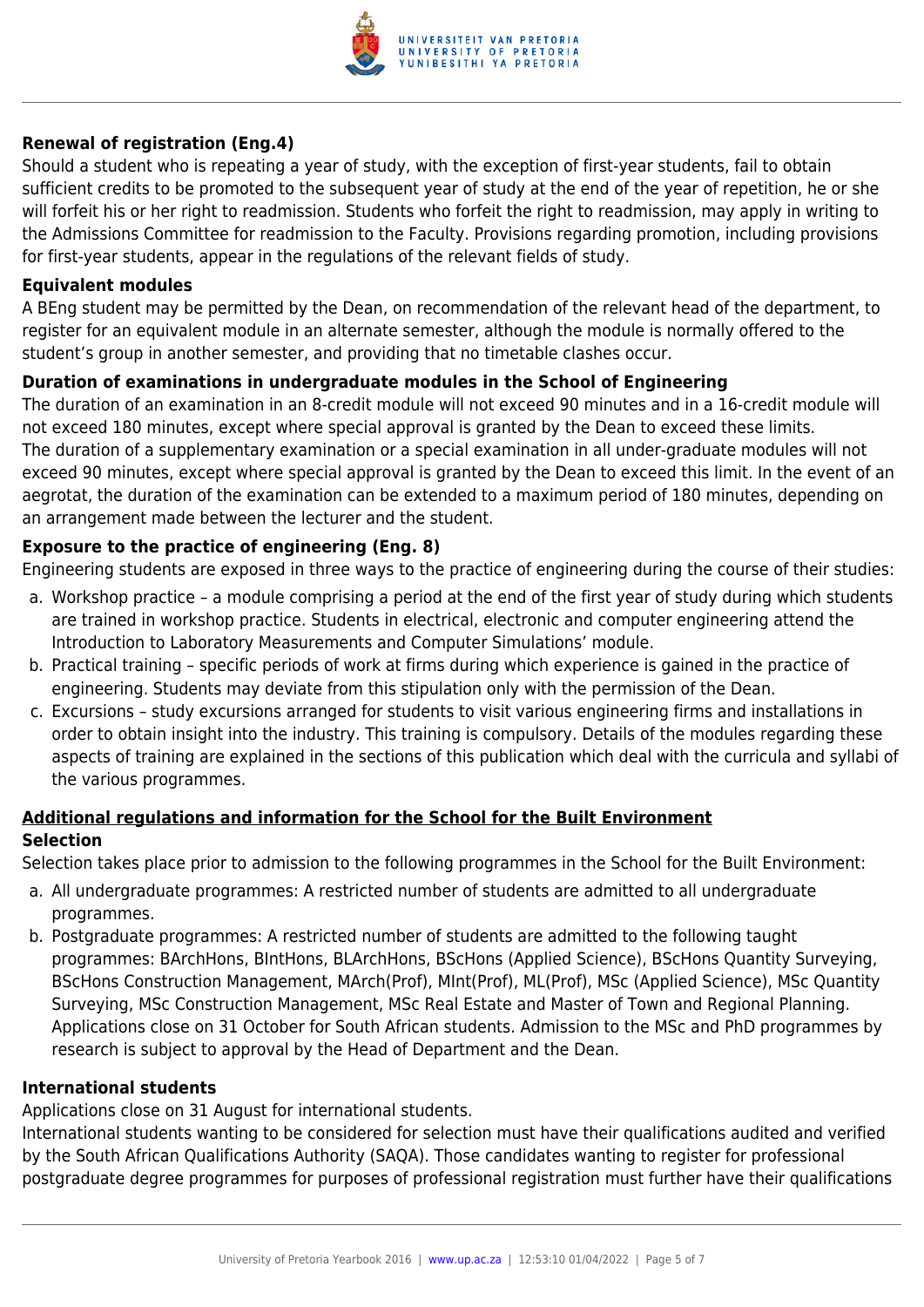### Renewal of registration (Eng.4)

Should a student who is repeating a year of study, with the exception of first-year students, fail to obtain sufficient credits to be promoted to the subsequent year of study at the end of the year of repetition, he or she will forfeit his or her right to readmission. Students who forfeit the right to readmission, may apply in writing to the Admissions Committee for readmission to the Faculty. Provisions regarding promotion, including provisions for first-year students, appear in the regulations of the relevant fields of study.

### Equivalent modules

A BEng student may be permitted by the Dean, on recommendation of the relevant head of the department, to register for an equivalent module in an alternate semester, although the module is normally offered to the student's group in another semester, and providing that no timetable clashes occur.

### Duration of examinations in undergraduate modules in the School of Engineering

The duration of an examination in an 8-credit module will not exceed 90 minutes and in a 16-credit module will not exceed 180 minutes, except where special approval is granted by the Dean to exceed these limits.
The duration of a supplementary examination or a special examination in all under-graduate modules will not exceed 90 minutes, except where special approval is granted by the Dean to exceed this limit. In the event of an aegrotat, the duration of the examination can be extended to a maximum period of 180 minutes, depending on an arrangement made between the lecturer and the student.

### Exposure to the practice of engineering (Eng. 8)

Engineering students are exposed in three ways to the practice of engineering during the course of their studies:

a. Workshop practice – a module comprising a period at the end of the first year of study during which students are trained in workshop practice. Students in electrical, electronic and computer engineering attend the Introduction to Laboratory Measurements and Computer Simulations' module.
b. Practical training – specific periods of work at firms during which experience is gained in the practice of engineering. Students may deviate from this stipulation only with the permission of the Dean.
c. Excursions – study excursions arranged for students to visit various engineering firms and installations in order to obtain insight into the industry. This training is compulsory. Details of the modules regarding these aspects of training are explained in the sections of this publication which deal with the curricula and syllabi of the various programmes.

## Additional regulations and information for the School for the Built Environment

### Selection

Selection takes place prior to admission to the following programmes in the School for the Built Environment:

a. All undergraduate programmes: A restricted number of students are admitted to all undergraduate programmes.
b. Postgraduate programmes: A restricted number of students are admitted to the following taught programmes: BArchHons, BIntHons, BLArchHons, BScHons (Applied Science), BScHons Quantity Surveying, BScHons Construction Management, MArch(Prof), MInt(Prof), ML(Prof), MSc (Applied Science), MSc Quantity Surveying, MSc Construction Management, MSc Real Estate and Master of Town and Regional Planning. Applications close on 31 October for South African students. Admission to the MSc and PhD programmes by research is subject to approval by the Head of Department and the Dean.

### International students

Applications close on 31 August for international students.
International students wanting to be considered for selection must have their qualifications audited and verified by the South African Qualifications Authority (SAQA). Those candidates wanting to register for professional postgraduate degree programmes for purposes of professional registration must further have their qualifications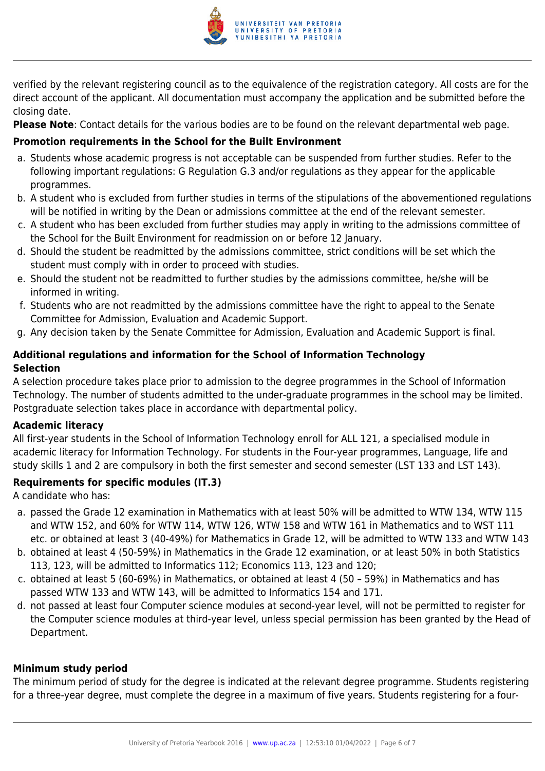verified by the relevant registering council as to the equivalence of the registration category. All costs are for the direct account of the applicant. All documentation must accompany the application and be submitted before the closing date.

**Please Note**: Contact details for the various bodies are to be found on the relevant departmental web page.

### Promotion requirements in the School for the Built Environment

a. Students whose academic progress is not acceptable can be suspended from further studies. Refer to the following important regulations: G Regulation G.3 and/or regulations as they appear for the applicable programmes.
b. A student who is excluded from further studies in terms of the stipulations of the abovementioned regulations will be notified in writing by the Dean or admissions committee at the end of the relevant semester.
c. A student who has been excluded from further studies may apply in writing to the admissions committee of the School for the Built Environment for readmission on or before 12 January.
d. Should the student be readmitted by the admissions committee, strict conditions will be set which the student must comply with in order to proceed with studies.
e. Should the student not be readmitted to further studies by the admissions committee, he/she will be informed in writing.
f. Students who are not readmitted by the admissions committee have the right to appeal to the Senate Committee for Admission, Evaluation and Academic Support.
g. Any decision taken by the Senate Committee for Admission, Evaluation and Academic Support is final.

## Additional regulations and information for the School of Information Technology

### Selection

A selection procedure takes place prior to admission to the degree programmes in the School of Information Technology. The number of students admitted to the under-graduate programmes in the school may be limited. Postgraduate selection takes place in accordance with departmental policy.

### Academic literacy

All first-year students in the School of Information Technology enroll for ALL 121, a specialised module in academic literacy for Information Technology. For students in the Four-year programmes, Language, life and study skills 1 and 2 are compulsory in both the first semester and second semester (LST 133 and LST 143).

### Requirements for specific modules (IT.3)

A candidate who has:

a. passed the Grade 12 examination in Mathematics with at least 50% will be admitted to WTW 134, WTW 115 and WTW 152, and 60% for WTW 114, WTW 126, WTW 158 and WTW 161 in Mathematics and to WST 111 etc. or obtained at least 3 (40-49%) for Mathematics in Grade 12, will be admitted to WTW 133 and WTW 143
b. obtained at least 4 (50-59%) in Mathematics in the Grade 12 examination, or at least 50% in both Statistics 113, 123, will be admitted to Informatics 112; Economics 113, 123 and 120;
c. obtained at least 5 (60-69%) in Mathematics, or obtained at least 4 (50 – 59%) in Mathematics and has passed WTW 133 and WTW 143, will be admitted to Informatics 154 and 171.
d. not passed at least four Computer science modules at second-year level, will not be permitted to register for the Computer science modules at third-year level, unless special permission has been granted by the Head of Department.

### Minimum study period

The minimum period of study for the degree is indicated at the relevant degree programme. Students registering for a three-year degree, must complete the degree in a maximum of five years. Students registering for a four-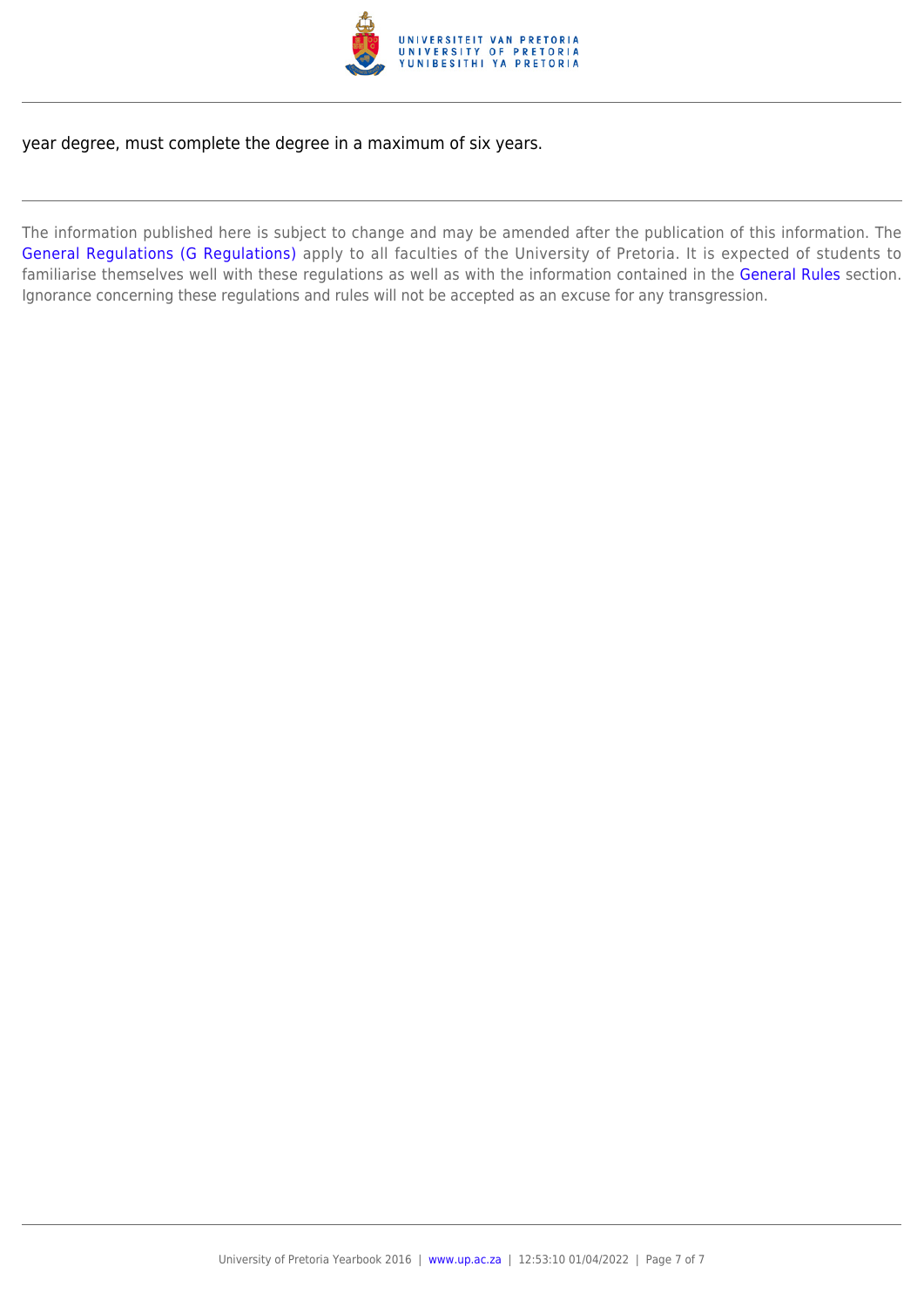year degree, must complete the degree in a maximum of six years.

---

The information published here is subject to change and may be amended after the publication of this information. The General Regulations (G Regulations) apply to all faculties of the University of Pretoria. It is expected of students to familiarise themselves well with these regulations as well as with the information contained in the General Rules section. Ignorance concerning these regulations and rules will not be accepted as an excuse for any transgression.